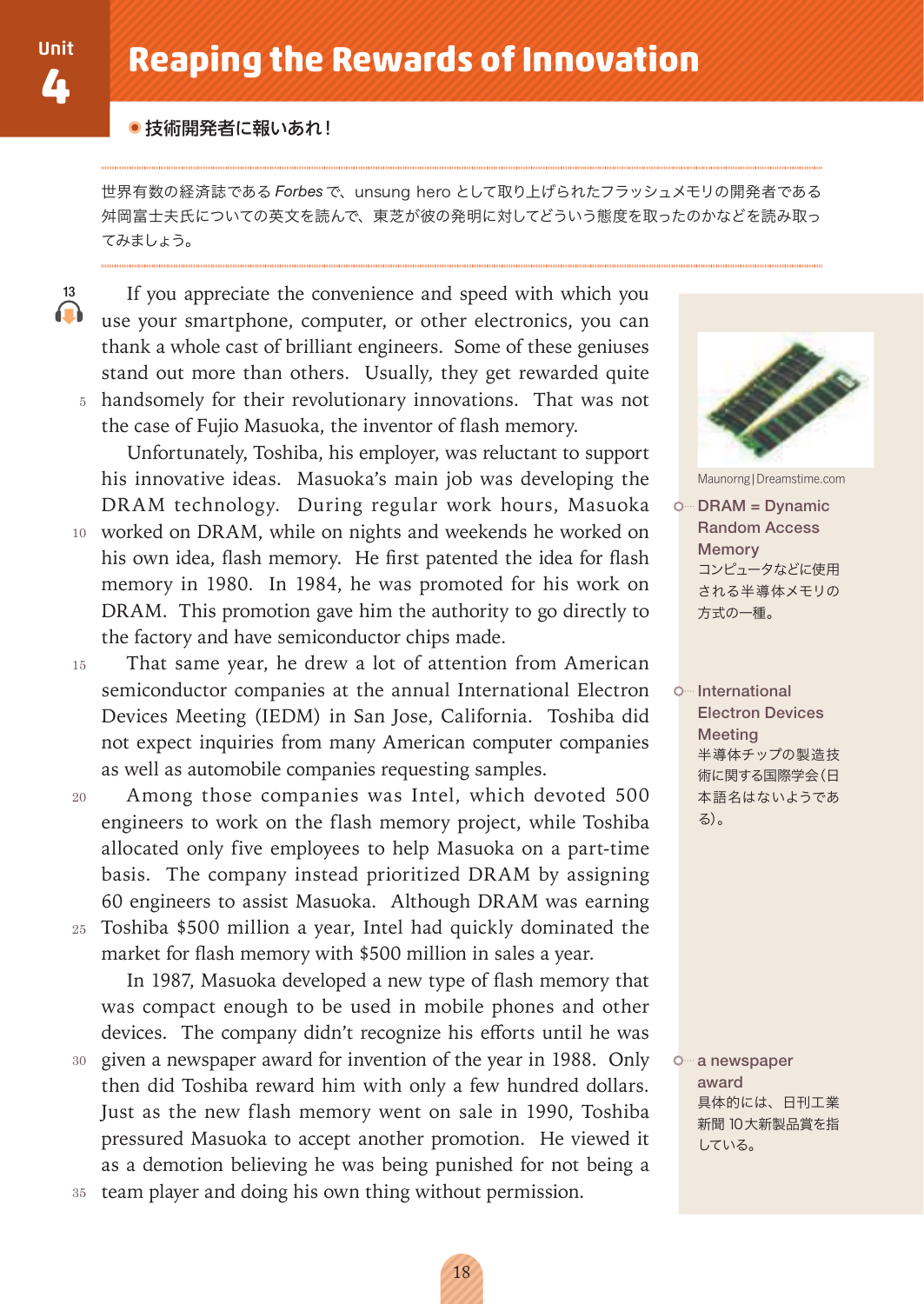Unit 4

# Reaping the Rewards of Innovation

● 技術開発者に報いあれ！

世界有数の経済誌である *Forbes* で、unsung hero として取り上げられたフラッシュメモリの開発者である舛岡富士夫氏についての英文を読んで、東芝が彼の発明に対してどういう態度を取ったのかなどを読み取ってみましょう。

13

If you appreciate the convenience and speed with which you use your smartphone, computer, or other electronics, you can thank a whole cast of brilliant engineers. Some of these geniuses stand out more than others. Usually, they get rewarded quite handsomely for their revolutionary innovations. That was not the case of Fujio Masuoka, the inventor of flash memory.

Unfortunately, Toshiba, his employer, was reluctant to support his innovative ideas. Masuoka's main job was developing the DRAM technology. During regular work hours, Masuoka worked on DRAM, while on nights and weekends he worked on his own idea, flash memory. He first patented the idea for flash memory in 1980. In 1984, he was promoted for his work on DRAM. This promotion gave him the authority to go directly to the factory and have semiconductor chips made.

That same year, he drew a lot of attention from American semiconductor companies at the annual International Electron Devices Meeting (IEDM) in San Jose, California. Toshiba did not expect inquiries from many American computer companies as well as automobile companies requesting samples.

Among those companies was Intel, which devoted 500 engineers to work on the flash memory project, while Toshiba allocated only five employees to help Masuoka on a part-time basis. The company instead prioritized DRAM by assigning 60 engineers to assist Masuoka. Although DRAM was earning Toshiba $500 million a year, Intel had quickly dominated the market for flash memory with $500 million in sales a year.

In 1987, Masuoka developed a new type of flash memory that was compact enough to be used in mobile phones and other devices. The company didn't recognize his efforts until he was given a newspaper award for invention of the year in 1988. Only then did Toshiba reward him with only a few hundred dollars. Just as the new flash memory went on sale in 1990, Toshiba pressured Masuoka to accept another promotion. He viewed it as a demotion believing he was being punished for not being a team player and doing his own thing without permission.

---

Maunorng | Dreamstime.com

**DRAM = Dynamic Random Access Memory**
コンピュータなどに使用される半導体メモリの方式の一種。

**International Electron Devices Meeting**
半導体チップの製造技術に関する国際学会（日本語名はないようである）。

**a newspaper award**
具体的には、日刊工業新聞 10大新製品賞を指している。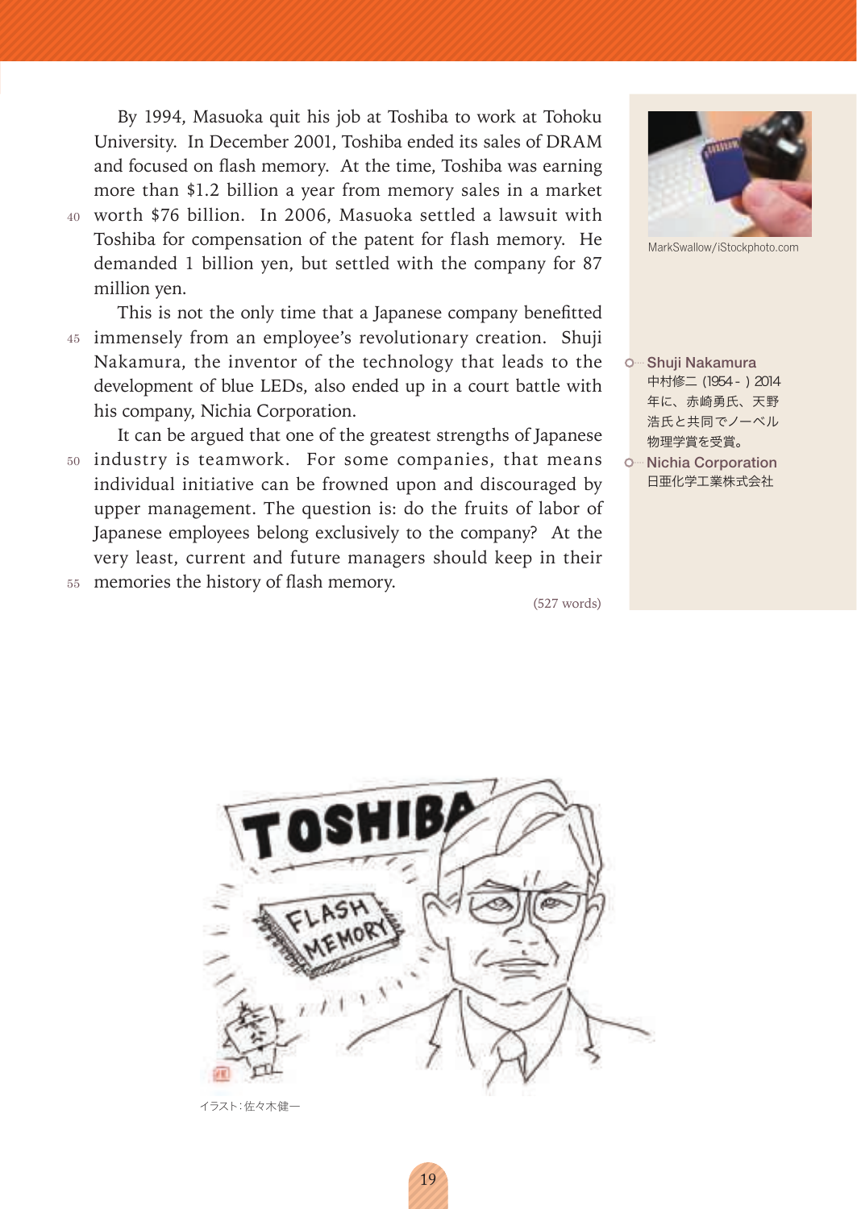By 1994, Masuoka quit his job at Toshiba to work at Tohoku University. In December 2001, Toshiba ended its sales of DRAM and focused on flash memory. At the time, Toshiba was earning more than $1.2 billion a year from memory sales in a market worth $76 billion. In 2006, Masuoka settled a lawsuit with Toshiba for compensation of the patent for flash memory. He demanded 1 billion yen, but settled with the company for 87 million yen.

This is not the only time that a Japanese company benefitted immensely from an employee's revolutionary creation. Shuji Nakamura, the inventor of the technology that leads to the development of blue LEDs, also ended up in a court battle with his company, Nichia Corporation.

It can be argued that one of the greatest strengths of Japanese industry is teamwork. For some companies, that means individual initiative can be frowned upon and discouraged by upper management. The question is: do the fruits of labor of Japanese employees belong exclusively to the company? At the very least, current and future managers should keep in their memories the history of flash memory.

(527 words)

MarkSwallow/iStockphoto.com

**Shuji Nakamura**
中村修二（1954－）2014年に、赤崎勇氏、天野浩氏と共同でノーベル物理学賞を受賞。

**Nichia Corporation**
日亜化学工業株式会社

イラスト：佐々木健一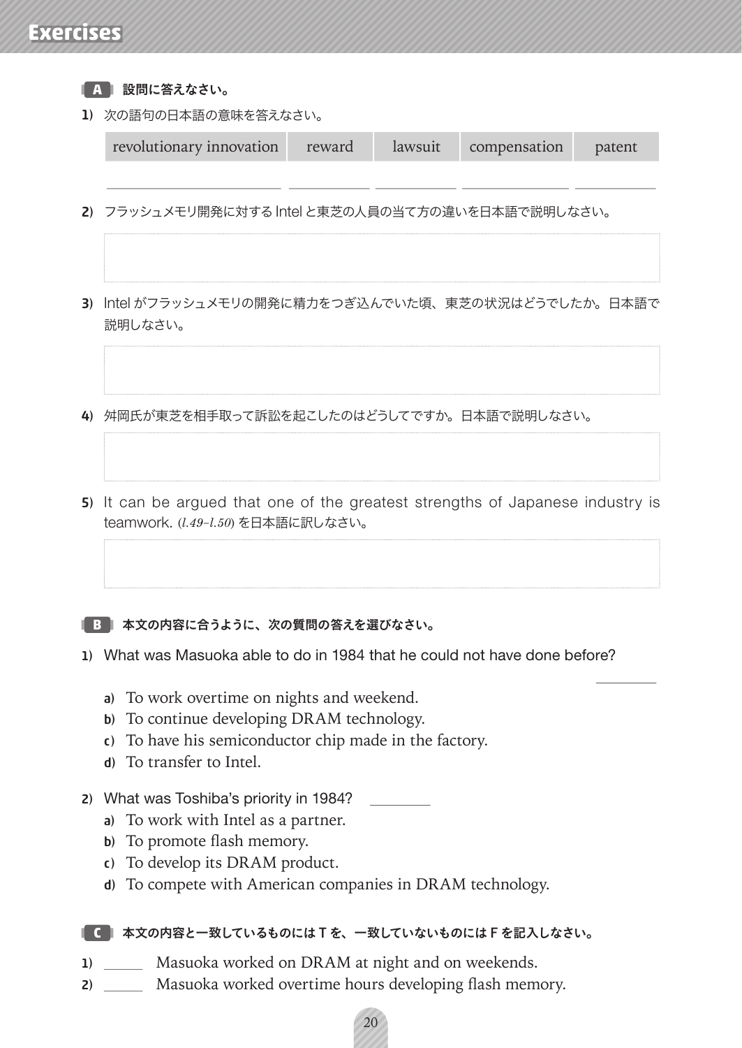# Exercises

**A** **設問に答えなさい。**

**1)** 次の語句の日本語の意味を答えなさい。

| revolutionary innovation | reward | lawsuit | compensation | patent |
|---|---|---|---|---|
| | | | | |

**2)** フラッシュメモリ開発に対する Intel と東芝の人員の当て方の違いを日本語で説明しなさい。

**3)** Intel がフラッシュメモリの開発に精力をつぎ込んでいた頃、東芝の状況はどうでしたか。日本語で説明しなさい。

**4)** 舛岡氏が東芝を相手取って訴訟を起こしたのはどうしてですか。日本語で説明しなさい。

**5)** It can be argued that one of the greatest strengths of Japanese industry is teamwork. (*l.49–l.50*) を日本語に訳しなさい。

**B** **本文の内容に合うように、次の質問の答えを選びなさい。**

**1)** What was Masuoka able to do in 1984 that he could not have done before? ________

- **a)** To work overtime on nights and weekend.
- **b)** To continue developing DRAM technology.
- **c)** To have his semiconductor chip made in the factory.
- **d)** To transfer to Intel.

**2)** What was Toshiba's priority in 1984? ________

- **a)** To work with Intel as a partner.
- **b)** To promote flash memory.
- **c)** To develop its DRAM product.
- **d)** To compete with American companies in DRAM technology.

**C** **本文の内容と一致しているものには T を、一致していないものには F を記入しなさい。**

**1)** ______ Masuoka worked on DRAM at night and on weekends.

**2)** ______ Masuoka worked overtime hours developing flash memory.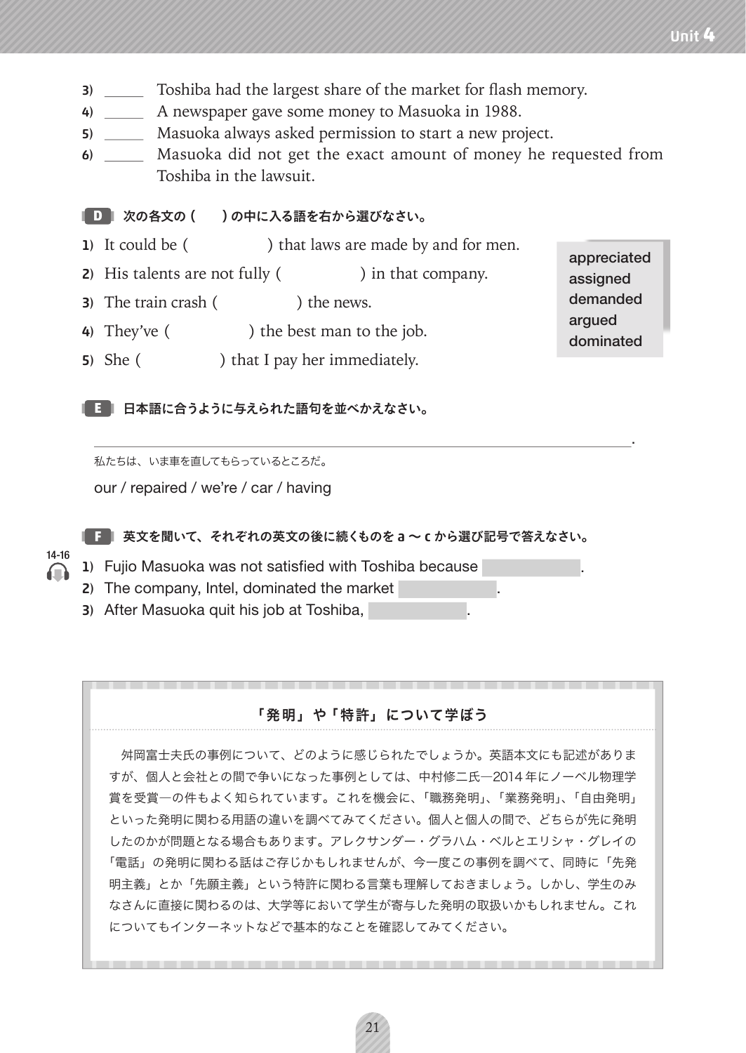3) ______ Toshiba had the largest share of the market for flash memory.
4) ______ A newspaper gave some money to Masuoka in 1988.
5) ______ Masuoka always asked permission to start a new project.
6) ______ Masuoka did not get the exact amount of money he requested from Toshiba in the lawsuit.

## D 次の各文の（　　）の中に入る語を右から選びなさい。

1) It could be (　　　　　) that laws are made by and for men.
2) His talents are not fully (　　　　　) in that company.
3) The train crash (　　　　　) the news.
4) They've (　　　　　) the best man to the job.
5) She (　　　　　) that I pay her immediately.

appreciated
assigned
demanded
argued
dominated

## E 日本語に合うように与えられた語句を並べかえなさい。

______________________________________________.

私たちは、いま車を直してもらっているところだ。

our / repaired / we're / car / having

## F 英文を聞いて、それぞれの英文の後に続くものを a 〜 c から選び記号で答えなさい。

14-16

1) Fujio Masuoka was not satisfied with Toshiba because ______.
2) The company, Intel, dominated the market ______.
3) After Masuoka quit his job at Toshiba, ______.

### 「発明」や「特許」について学ぼう

舛岡富士夫氏の事例について、どのように感じられたでしょうか。英語本文にも記述がありますが、個人と会社との間で争いになった事例としては、中村修二氏―2014年にノーベル物理学賞を受賞―の件もよく知られています。これを機会に、「職務発明」、「業務発明」、「自由発明」といった発明に関わる用語の違いを調べてみてください。個人と個人の間で、どちらが先に発明したのかが問題となる場合もあります。アレクサンダー・グラハム・ベルとエリシャ・グレイの「電話」の発明に関わる話はご存じかもしれませんが、今一度この事例を調べて、同時に「先発明主義」とか「先願主義」という特許に関わる言葉も理解しておきましょう。しかし、学生のみなさんに直接に関わるのは、大学等において学生が寄与した発明の取扱いかもしれません。これについてもインターネットなどで基本的なことを確認してみてください。